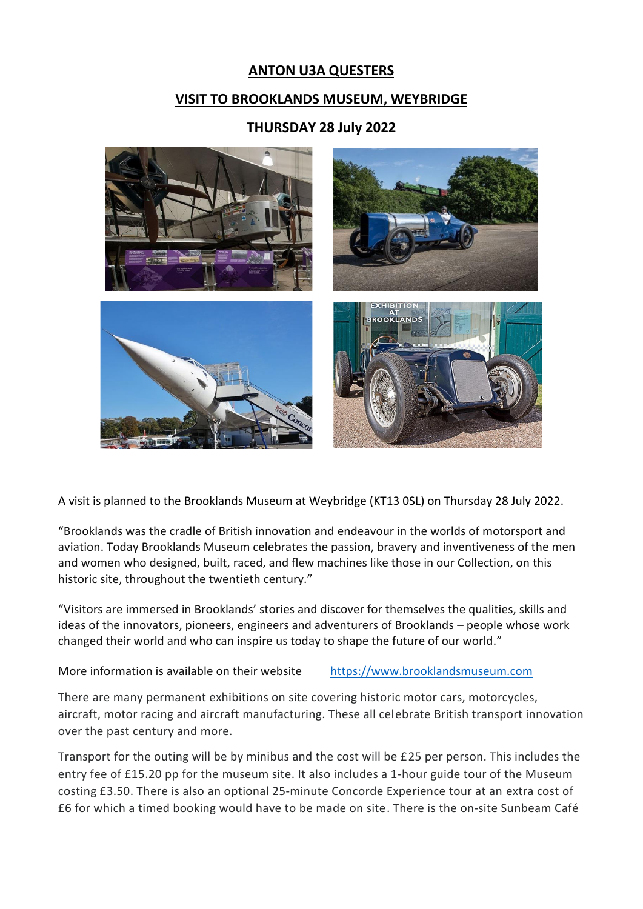# ANTON U3A QUESTERS

## VISIT TO BROOKLANDS MUSEUM, WEYBRIDGE

## THURSDAY 28 July 2022

A visit is planned to the Brooklands Museum at Weybridge (KT13 0SL) on Thursday 28 July 2022.

"Brooklands was the cradle of British innovation and endeavour in the worlds of motorsport and aviation. Today Brooklands Museum celebrates the passion, bravery and inventiveness of the men and women who designed, built, raced, and flew machines like those in our Collection, on this historic site, throughout the twentieth century."

"Visitors are immersed in Brooklands' stories and discover for themselves the qualities, skills and ideas of the innovators, pioneers, engineers and adventurers of Brooklands – people whose work changed their world and who can inspire us today to shape the future of our world."

More information is available on their website https://www.brooklandsmuseum.com

There are many permanent exhibitions on site covering historic motor cars, motorcycles, aircraft, motor racing and aircraft manufacturing. These all celebrate British transport innovation over the past century and more.

Transport for the outing will be by minibus and the cost will be £25 per person. This includes the entry fee of £15.20 pp for the museum site. It also includes a 1-hour guide tour of the Museum costing £3.50. There is also an optional 25-minute Concorde Experience tour at an extra cost of £6 for which a timed booking would have to be made on site. There is the on-site Sunbeam Café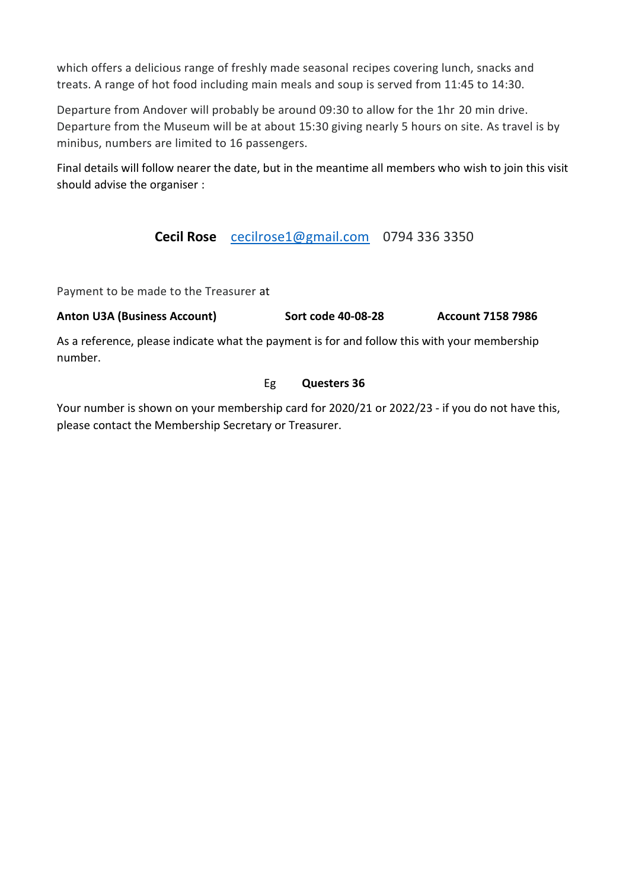which offers a delicious range of freshly made seasonal recipes covering lunch, snacks and treats. A range of hot food including main meals and soup is served from 11:45 to 14:30.

Departure from Andover will probably be around 09:30 to allow for the 1hr 20 min drive. Departure from the Museum will be at about 15:30 giving nearly 5 hours on site. As travel is by minibus, numbers are limited to 16 passengers.

Final details will follow nearer the date, but in the meantime all members who wish to join this visit should advise the organiser :

**Cecil Rose** cecilrose1@gmail.com 0794 336 3350

Payment to be made to the Treasurer at

**Anton U3A (Business Account)** **Sort code 40-08-28** **Account 7158 7986**

As a reference, please indicate what the payment is for and follow this with your membership number.

Eg **Questers 36**

Your number is shown on your membership card for 2020/21 or 2022/23 - if you do not have this, please contact the Membership Secretary or Treasurer.